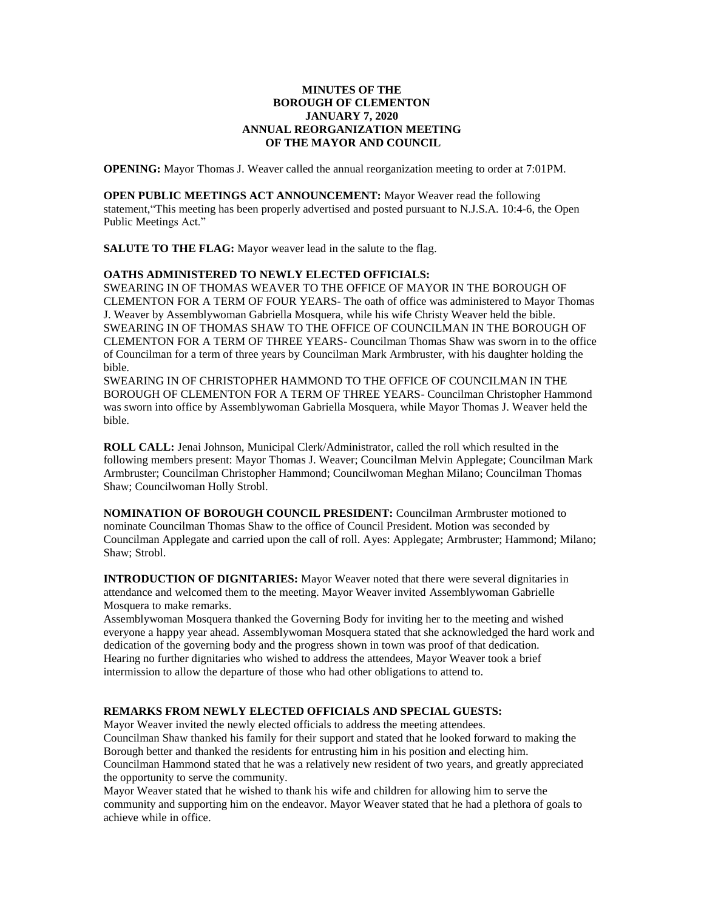**MINUTES OF THE**
**BOROUGH OF CLEMENTON**
**JANUARY 7, 2020**
**ANNUAL REORGANIZATION MEETING**
**OF THE MAYOR AND COUNCIL**

**OPENING:** Mayor Thomas J. Weaver called the annual reorganization meeting to order at 7:01PM.

**OPEN PUBLIC MEETINGS ACT ANNOUNCEMENT:** Mayor Weaver read the following statement,"This meeting has been properly advertised and posted pursuant to N.J.S.A. 10:4-6, the Open Public Meetings Act."

**SALUTE TO THE FLAG:** Mayor weaver lead in the salute to the flag.

**OATHS ADMINISTERED TO NEWLY ELECTED OFFICIALS:**
SWEARING IN OF THOMAS WEAVER TO THE OFFICE OF MAYOR IN THE BOROUGH OF CLEMENTON FOR A TERM OF FOUR YEARS- The oath of office was administered to Mayor Thomas J. Weaver by Assemblywoman Gabriella Mosquera, while his wife Christy Weaver held the bible.
SWEARING IN OF THOMAS SHAW TO THE OFFICE OF COUNCILMAN IN THE BOROUGH OF CLEMENTON FOR A TERM OF THREE YEARS- Councilman Thomas Shaw was sworn in to the office of Councilman for a term of three years by Councilman Mark Armbruster, with his daughter holding the bible.
SWEARING IN OF CHRISTOPHER HAMMOND TO THE OFFICE OF COUNCILMAN IN THE BOROUGH OF CLEMENTON FOR A TERM OF THREE YEARS- Councilman Christopher Hammond was sworn into office by Assemblywoman Gabriella Mosquera, while Mayor Thomas J. Weaver held the bible.

**ROLL CALL:** Jenai Johnson, Municipal Clerk/Administrator, called the roll which resulted in the following members present: Mayor Thomas J. Weaver; Councilman Melvin Applegate; Councilman Mark Armbruster; Councilman Christopher Hammond; Councilwoman Meghan Milano; Councilman Thomas Shaw; Councilwoman Holly Strobl.

**NOMINATION OF BOROUGH COUNCIL PRESIDENT:** Councilman Armbruster motioned to nominate Councilman Thomas Shaw to the office of Council President. Motion was seconded by Councilman Applegate and carried upon the call of roll. Ayes: Applegate; Armbruster; Hammond; Milano; Shaw; Strobl.

**INTRODUCTION OF DIGNITARIES:** Mayor Weaver noted that there were several dignitaries in attendance and welcomed them to the meeting. Mayor Weaver invited Assemblywoman Gabrielle Mosquera to make remarks.
Assemblywoman Mosquera thanked the Governing Body for inviting her to the meeting and wished everyone a happy year ahead. Assemblywoman Mosquera stated that she acknowledged the hard work and dedication of the governing body and the progress shown in town was proof of that dedication.
Hearing no further dignitaries who wished to address the attendees, Mayor Weaver took a brief intermission to allow the departure of those who had other obligations to attend to.

**REMARKS FROM NEWLY ELECTED OFFICIALS AND SPECIAL GUESTS:**
Mayor Weaver invited the newly elected officials to address the meeting attendees.
Councilman Shaw thanked his family for their support and stated that he looked forward to making the Borough better and thanked the residents for entrusting him in his position and electing him.
Councilman Hammond stated that he was a relatively new resident of two years, and greatly appreciated the opportunity to serve the community.
Mayor Weaver stated that he wished to thank his wife and children for allowing him to serve the community and supporting him on the endeavor. Mayor Weaver stated that he had a plethora of goals to achieve while in office.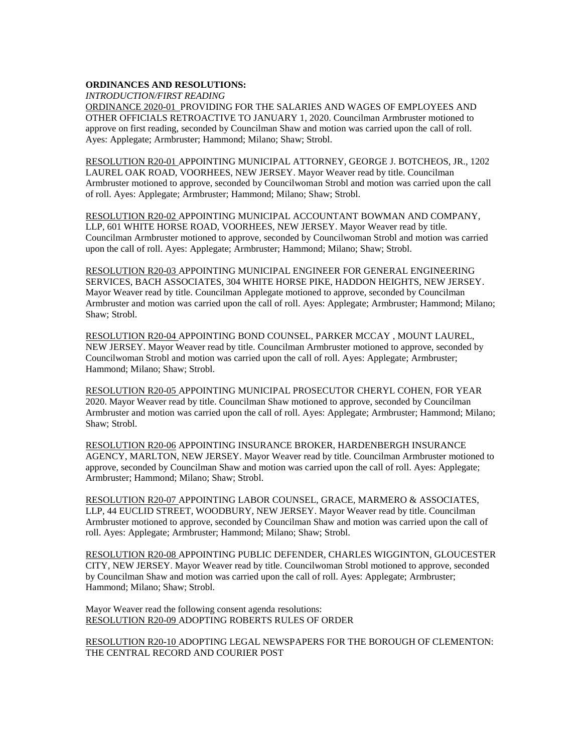**ORDINANCES AND RESOLUTIONS:**

*INTRODUCTION/FIRST READING*

ORDINANCE 2020-01 PROVIDING FOR THE SALARIES AND WAGES OF EMPLOYEES AND OTHER OFFICIALS RETROACTIVE TO JANUARY 1, 2020. Councilman Armbruster motioned to approve on first reading, seconded by Councilman Shaw and motion was carried upon the call of roll. Ayes: Applegate; Armbruster; Hammond; Milano; Shaw; Strobl.

RESOLUTION R20-01 APPOINTING MUNICIPAL ATTORNEY, GEORGE J. BOTCHEOS, JR., 1202 LAUREL OAK ROAD, VOORHEES, NEW JERSEY. Mayor Weaver read by title. Councilman Armbruster motioned to approve, seconded by Councilwoman Strobl and motion was carried upon the call of roll. Ayes: Applegate; Armbruster; Hammond; Milano; Shaw; Strobl.

RESOLUTION R20-02 APPOINTING MUNICIPAL ACCOUNTANT BOWMAN AND COMPANY, LLP, 601 WHITE HORSE ROAD, VOORHEES, NEW JERSEY. Mayor Weaver read by title. Councilman Armbruster motioned to approve, seconded by Councilwoman Strobl and motion was carried upon the call of roll. Ayes: Applegate; Armbruster; Hammond; Milano; Shaw; Strobl.

RESOLUTION R20-03 APPOINTING MUNICIPAL ENGINEER FOR GENERAL ENGINEERING SERVICES, BACH ASSOCIATES, 304 WHITE HORSE PIKE, HADDON HEIGHTS, NEW JERSEY. Mayor Weaver read by title. Councilman Applegate motioned to approve, seconded by Councilman Armbruster and motion was carried upon the call of roll. Ayes: Applegate; Armbruster; Hammond; Milano; Shaw; Strobl.

RESOLUTION R20-04 APPOINTING BOND COUNSEL, PARKER MCCAY , MOUNT LAUREL, NEW JERSEY. Mayor Weaver read by title. Councilman Armbruster motioned to approve, seconded by Councilwoman Strobl and motion was carried upon the call of roll. Ayes: Applegate; Armbruster; Hammond; Milano; Shaw; Strobl.

RESOLUTION R20-05 APPOINTING MUNICIPAL PROSECUTOR CHERYL COHEN, FOR YEAR 2020. Mayor Weaver read by title. Councilman Shaw motioned to approve, seconded by Councilman Armbruster and motion was carried upon the call of roll. Ayes: Applegate; Armbruster; Hammond; Milano; Shaw; Strobl.

RESOLUTION R20-06 APPOINTING INSURANCE BROKER, HARDENBERGH INSURANCE AGENCY, MARLTON, NEW JERSEY. Mayor Weaver read by title. Councilman Armbruster motioned to approve, seconded by Councilman Shaw and motion was carried upon the call of roll. Ayes: Applegate; Armbruster; Hammond; Milano; Shaw; Strobl.

RESOLUTION R20-07 APPOINTING LABOR COUNSEL, GRACE, MARMERO & ASSOCIATES, LLP, 44 EUCLID STREET, WOODBURY, NEW JERSEY. Mayor Weaver read by title. Councilman Armbruster motioned to approve, seconded by Councilman Shaw and motion was carried upon the call of roll. Ayes: Applegate; Armbruster; Hammond; Milano; Shaw; Strobl.

RESOLUTION R20-08 APPOINTING PUBLIC DEFENDER, CHARLES WIGGINTON, GLOUCESTER CITY, NEW JERSEY. Mayor Weaver read by title. Councilwoman Strobl motioned to approve, seconded by Councilman Shaw and motion was carried upon the call of roll. Ayes: Applegate; Armbruster; Hammond; Milano; Shaw; Strobl.

Mayor Weaver read the following consent agenda resolutions:
RESOLUTION R20-09 ADOPTING ROBERTS RULES OF ORDER

RESOLUTION R20-10 ADOPTING LEGAL NEWSPAPERS FOR THE BOROUGH OF CLEMENTON: THE CENTRAL RECORD AND COURIER POST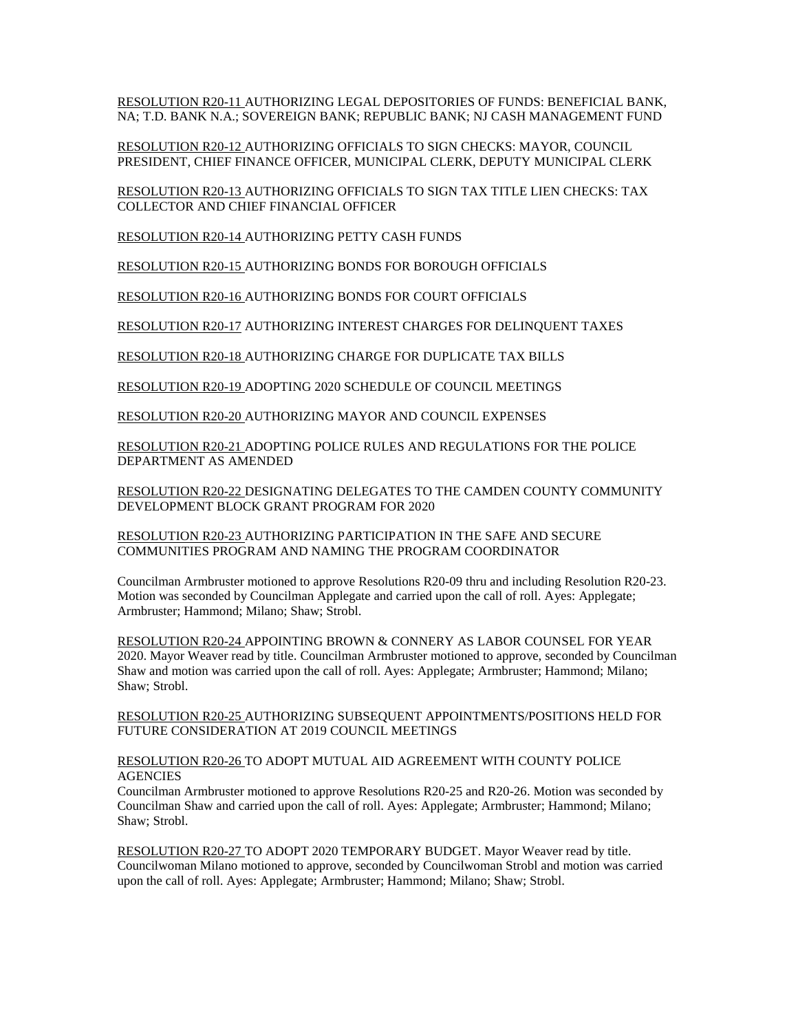RESOLUTION R20-11 AUTHORIZING LEGAL DEPOSITORIES OF FUNDS: BENEFICIAL BANK, NA; T.D. BANK N.A.; SOVEREIGN BANK; REPUBLIC BANK; NJ CASH MANAGEMENT FUND

RESOLUTION R20-12 AUTHORIZING OFFICIALS TO SIGN CHECKS: MAYOR, COUNCIL PRESIDENT, CHIEF FINANCE OFFICER, MUNICIPAL CLERK, DEPUTY MUNICIPAL CLERK

RESOLUTION R20-13 AUTHORIZING OFFICIALS TO SIGN TAX TITLE LIEN CHECKS: TAX COLLECTOR AND CHIEF FINANCIAL OFFICER

RESOLUTION R20-14 AUTHORIZING PETTY CASH FUNDS

RESOLUTION R20-15 AUTHORIZING BONDS FOR BOROUGH OFFICIALS

RESOLUTION R20-16 AUTHORIZING BONDS FOR COURT OFFICIALS

RESOLUTION R20-17 AUTHORIZING INTEREST CHARGES FOR DELINQUENT TAXES

RESOLUTION R20-18 AUTHORIZING CHARGE FOR DUPLICATE TAX BILLS

RESOLUTION R20-19 ADOPTING 2020 SCHEDULE OF COUNCIL MEETINGS

RESOLUTION R20-20 AUTHORIZING MAYOR AND COUNCIL EXPENSES

RESOLUTION R20-21 ADOPTING POLICE RULES AND REGULATIONS FOR THE POLICE DEPARTMENT AS AMENDED

RESOLUTION R20-22 DESIGNATING DELEGATES TO THE CAMDEN COUNTY COMMUNITY DEVELOPMENT BLOCK GRANT PROGRAM FOR 2020

RESOLUTION R20-23 AUTHORIZING PARTICIPATION IN THE SAFE AND SECURE COMMUNITIES PROGRAM AND NAMING THE PROGRAM COORDINATOR

Councilman Armbruster motioned to approve Resolutions R20-09 thru and including Resolution R20-23. Motion was seconded by Councilman Applegate and carried upon the call of roll. Ayes: Applegate; Armbruster; Hammond; Milano; Shaw; Strobl.

RESOLUTION R20-24 APPOINTING BROWN & CONNERY AS LABOR COUNSEL FOR YEAR 2020. Mayor Weaver read by title. Councilman Armbruster motioned to approve, seconded by Councilman Shaw and motion was carried upon the call of roll. Ayes: Applegate; Armbruster; Hammond; Milano; Shaw; Strobl.

RESOLUTION R20-25 AUTHORIZING SUBSEQUENT APPOINTMENTS/POSITIONS HELD FOR FUTURE CONSIDERATION AT 2019 COUNCIL MEETINGS

RESOLUTION R20-26 TO ADOPT MUTUAL AID AGREEMENT WITH COUNTY POLICE AGENCIES

Councilman Armbruster motioned to approve Resolutions R20-25 and R20-26. Motion was seconded by Councilman Shaw and carried upon the call of roll. Ayes: Applegate; Armbruster; Hammond; Milano; Shaw; Strobl.

RESOLUTION R20-27 TO ADOPT 2020 TEMPORARY BUDGET. Mayor Weaver read by title. Councilwoman Milano motioned to approve, seconded by Councilwoman Strobl and motion was carried upon the call of roll. Ayes: Applegate; Armbruster; Hammond; Milano; Shaw; Strobl.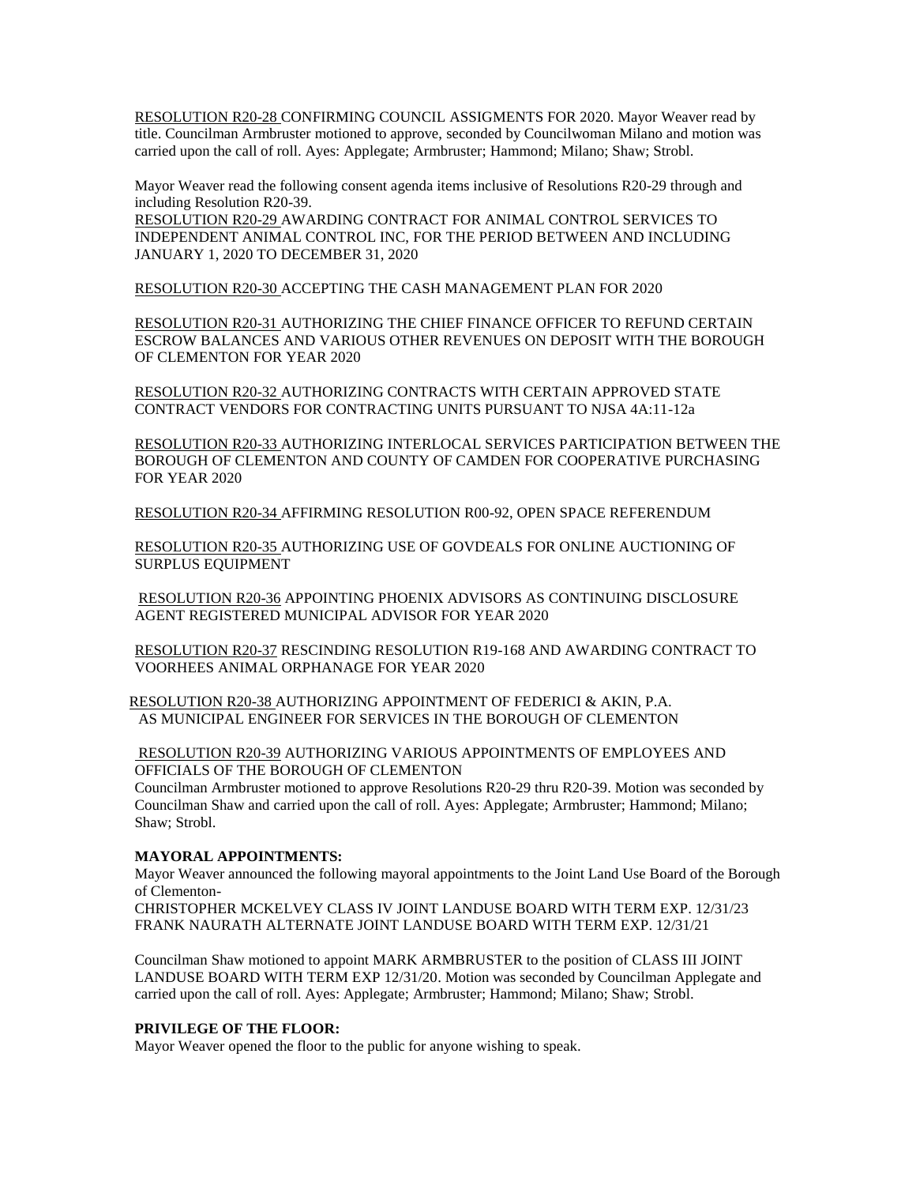RESOLUTION R20-28 CONFIRMING COUNCIL ASSIGMENTS FOR 2020. Mayor Weaver read by title. Councilman Armbruster motioned to approve, seconded by Councilwoman Milano and motion was carried upon the call of roll. Ayes: Applegate; Armbruster; Hammond; Milano; Shaw; Strobl.

Mayor Weaver read the following consent agenda items inclusive of Resolutions R20-29 through and including Resolution R20-39.

RESOLUTION R20-29 AWARDING CONTRACT FOR ANIMAL CONTROL SERVICES TO INDEPENDENT ANIMAL CONTROL INC, FOR THE PERIOD BETWEEN AND INCLUDING JANUARY 1, 2020 TO DECEMBER 31, 2020

RESOLUTION R20-30 ACCEPTING THE CASH MANAGEMENT PLAN FOR 2020

RESOLUTION R20-31 AUTHORIZING THE CHIEF FINANCE OFFICER TO REFUND CERTAIN ESCROW BALANCES AND VARIOUS OTHER REVENUES ON DEPOSIT WITH THE BOROUGH OF CLEMENTON FOR YEAR 2020

RESOLUTION R20-32 AUTHORIZING CONTRACTS WITH CERTAIN APPROVED STATE CONTRACT VENDORS FOR CONTRACTING UNITS PURSUANT TO NJSA 4A:11-12a

RESOLUTION R20-33 AUTHORIZING INTERLOCAL SERVICES PARTICIPATION BETWEEN THE BOROUGH OF CLEMENTON AND COUNTY OF CAMDEN FOR COOPERATIVE PURCHASING FOR YEAR 2020

RESOLUTION R20-34 AFFIRMING RESOLUTION R00-92, OPEN SPACE REFERENDUM

RESOLUTION R20-35 AUTHORIZING USE OF GOVDEALS FOR ONLINE AUCTIONING OF SURPLUS EQUIPMENT

RESOLUTION R20-36 APPOINTING PHOENIX ADVISORS AS CONTINUING DISCLOSURE AGENT REGISTERED MUNICIPAL ADVISOR FOR YEAR 2020

RESOLUTION R20-37 RESCINDING RESOLUTION R19-168 AND AWARDING CONTRACT TO VOORHEES ANIMAL ORPHANAGE FOR YEAR 2020

RESOLUTION R20-38 AUTHORIZING APPOINTMENT OF FEDERICI & AKIN, P.A. AS MUNICIPAL ENGINEER FOR SERVICES IN THE BOROUGH OF CLEMENTON

RESOLUTION R20-39 AUTHORIZING VARIOUS APPOINTMENTS OF EMPLOYEES AND OFFICIALS OF THE BOROUGH OF CLEMENTON

Councilman Armbruster motioned to approve Resolutions R20-29 thru R20-39. Motion was seconded by Councilman Shaw and carried upon the call of roll. Ayes: Applegate; Armbruster; Hammond; Milano; Shaw; Strobl.

**MAYORAL APPOINTMENTS:**

Mayor Weaver announced the following mayoral appointments to the Joint Land Use Board of the Borough of Clementon-

CHRISTOPHER MCKELVEY CLASS IV JOINT LANDUSE BOARD WITH TERM EXP. 12/31/23
FRANK NAURATH ALTERNATE JOINT LANDUSE BOARD WITH TERM EXP. 12/31/21

Councilman Shaw motioned to appoint MARK ARMBRUSTER to the position of CLASS III JOINT LANDUSE BOARD WITH TERM EXP 12/31/20. Motion was seconded by Councilman Applegate and carried upon the call of roll. Ayes: Applegate; Armbruster; Hammond; Milano; Shaw; Strobl.

**PRIVILEGE OF THE FLOOR:**

Mayor Weaver opened the floor to the public for anyone wishing to speak.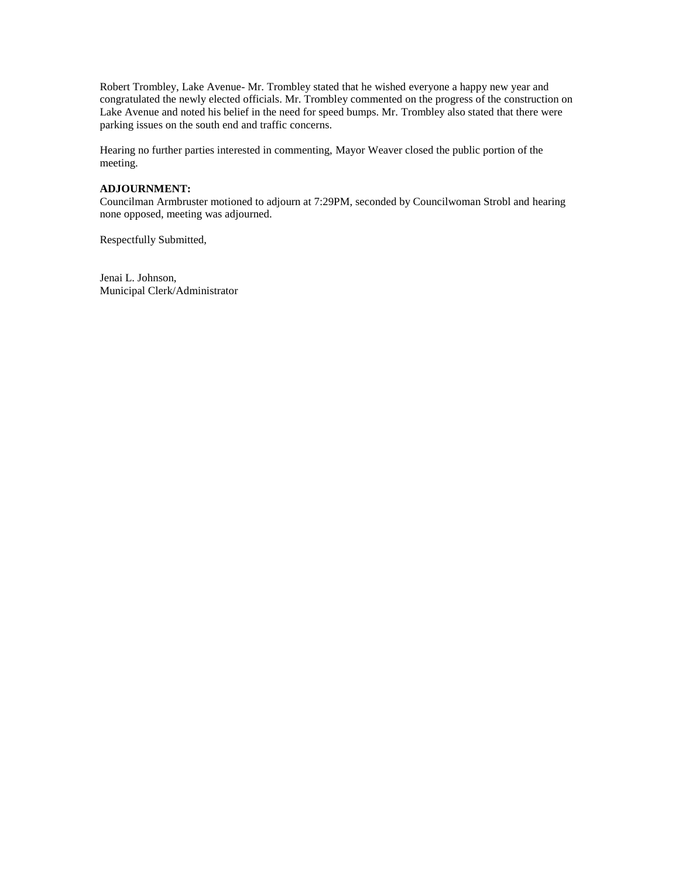Robert Trombley, Lake Avenue- Mr. Trombley stated that he wished everyone a happy new year and congratulated the newly elected officials. Mr. Trombley commented on the progress of the construction on Lake Avenue and noted his belief in the need for speed bumps. Mr. Trombley also stated that there were parking issues on the south end and traffic concerns.

Hearing no further parties interested in commenting, Mayor Weaver closed the public portion of the meeting.

**ADJOURNMENT:**
Councilman Armbruster motioned to adjourn at 7:29PM, seconded by Councilwoman Strobl and hearing none opposed, meeting was adjourned.

Respectfully Submitted,

Jenai L. Johnson,
Municipal Clerk/Administrator